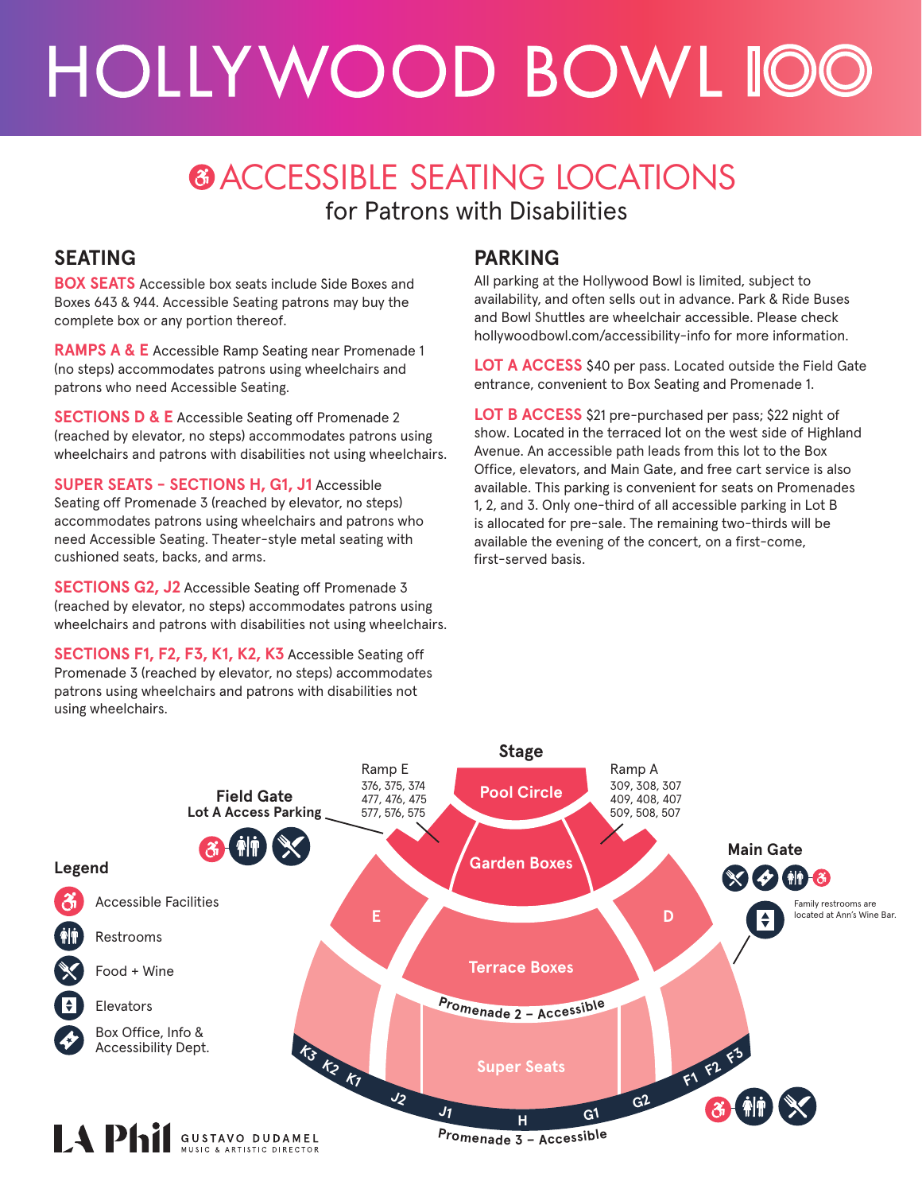# HOLLYWOOD BOWL 100

## ACCESSIBLE SEATING LOCATIONS
### for Patrons with Disabilities

## SEATING

**BOX SEATS** Accessible box seats include Side Boxes and Boxes 643 & 944. Accessible Seating patrons may buy the complete box or any portion thereof.

**RAMPS A & E** Accessible Ramp Seating near Promenade 1 (no steps) accommodates patrons using wheelchairs and patrons who need Accessible Seating.

**SECTIONS D & E** Accessible Seating off Promenade 2 (reached by elevator, no steps) accommodates patrons using wheelchairs and patrons with disabilities not using wheelchairs.

**SUPER SEATS – SECTIONS H, G1, J1** Accessible Seating off Promenade 3 (reached by elevator, no steps) accommodates patrons using wheelchairs and patrons who need Accessible Seating. Theater-style metal seating with cushioned seats, backs, and arms.

**SECTIONS G2, J2** Accessible Seating off Promenade 3 (reached by elevator, no steps) accommodates patrons using wheelchairs and patrons with disabilities not using wheelchairs.

**SECTIONS F1, F2, F3, K1, K2, K3** Accessible Seating off Promenade 3 (reached by elevator, no steps) accommodates patrons using wheelchairs and patrons with disabilities not using wheelchairs.

## PARKING

All parking at the Hollywood Bowl is limited, subject to availability, and often sells out in advance. Park & Ride Buses and Bowl Shuttles are wheelchair accessible. Please check hollywoodbowl.com/accessibility-info for more information.

**LOT A ACCESS** $40 per pass. Located outside the Field Gate entrance, convenient to Box Seating and Promenade 1.

**LOT B ACCESS** $21 pre-purchased per pass; $22 night of show. Located in the terraced lot on the west side of Highland Avenue. An accessible path leads from this lot to the Box Office, elevators, and Main Gate, and free cart service is also available. This parking is convenient for seats on Promenades 1, 2, and 3. Only one-third of all accessible parking in Lot B is allocated for pre-sale. The remaining two-thirds will be available the evening of the concert, on a first-come, first-served basis.

Stage

Pool Circle

Garden Boxes

Ramp E: 376, 375, 374 / 477, 476, 475 / 577, 576, 575

Ramp A: 309, 308, 307 / 409, 408, 407 / 509, 508, 507

Field Gate — Lot A Access Parking

Main Gate

Family restrooms are located at Ann's Wine Bar.

E

D

Terrace Boxes

Promenade 2 – Accessible

Super Seats

K3 K2 K1 J2 J1 H G1 G2 F1 F2 F3

Promenade 3 – Accessible

### Legend

- Accessible Facilities
- Restrooms
- Food + Wine
- Elevators
- Box Office, Info & Accessibility Dept.

LA Phil — GUSTAVO DUDAMEL, MUSIC & ARTISTIC DIRECTOR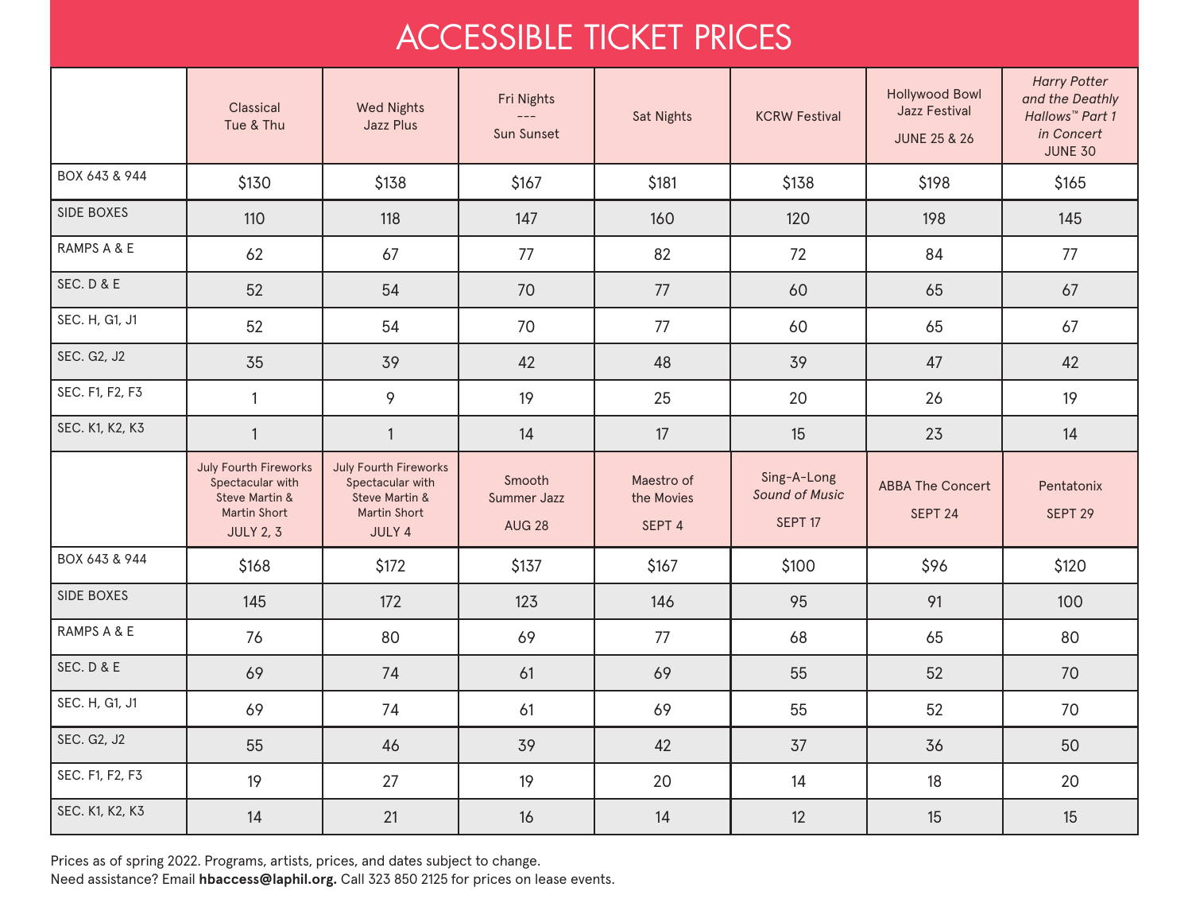# ACCESSIBLE TICKET PRICES

| | Classical Tue & Thu | Wed Nights Jazz Plus | Fri Nights --- Sun Sunset | Sat Nights | KCRW Festival | Hollywood Bowl Jazz Festival JUNE 25 & 26 | *Harry Potter and the Deathly Hallows™ Part 1 in Concert* JUNE 30 |
|---|---|---|---|---|---|---|---|
| BOX 643 & 944 | $130 | $138 | $167 | $181 | $138 | $198 | $165 |
| SIDE BOXES | 110 | 118 | 147 | 160 | 120 | 198 | 145 |
| RAMPS A & E | 62 | 67 | 77 | 82 | 72 | 84 | 77 |
| SEC. D & E | 52 | 54 | 70 | 77 | 60 | 65 | 67 |
| SEC. H, G1, J1 | 52 | 54 | 70 | 77 | 60 | 65 | 67 |
| SEC. G2, J2 | 35 | 39 | 42 | 48 | 39 | 47 | 42 |
| SEC. F1, F2, F3 | 1 | 9 | 19 | 25 | 20 | 26 | 19 |
| SEC. K1, K2, K3 | 1 | 1 | 14 | 17 | 15 | 23 | 14 |
| | July Fourth Fireworks Spectacular with Steve Martin & Martin Short JULY 2, 3 | July Fourth Fireworks Spectacular with Steve Martin & Martin Short JULY 4 | Smooth Summer Jazz AUG 28 | Maestro of the Movies SEPT 4 | Sing-A-Long *Sound of Music* SEPT 17 | ABBA The Concert SEPT 24 | Pentatonix SEPT 29 |
| BOX 643 & 944 | $168 | $172 | $137 | $167 | $100 | $96 | $120 |
| SIDE BOXES | 145 | 172 | 123 | 146 | 95 | 91 | 100 |
| RAMPS A & E | 76 | 80 | 69 | 77 | 68 | 65 | 80 |
| SEC. D & E | 69 | 74 | 61 | 69 | 55 | 52 | 70 |
| SEC. H, G1, J1 | 69 | 74 | 61 | 69 | 55 | 52 | 70 |
| SEC. G2, J2 | 55 | 46 | 39 | 42 | 37 | 36 | 50 |
| SEC. F1, F2, F3 | 19 | 27 | 19 | 20 | 14 | 18 | 20 |
| SEC. K1, K2, K3 | 14 | 21 | 16 | 14 | 12 | 15 | 15 |

Prices as of spring 2022. Programs, artists, prices, and dates subject to change.
Need assistance? Email **hbaccess@laphil.org.** Call 323 850 2125 for prices on lease events.